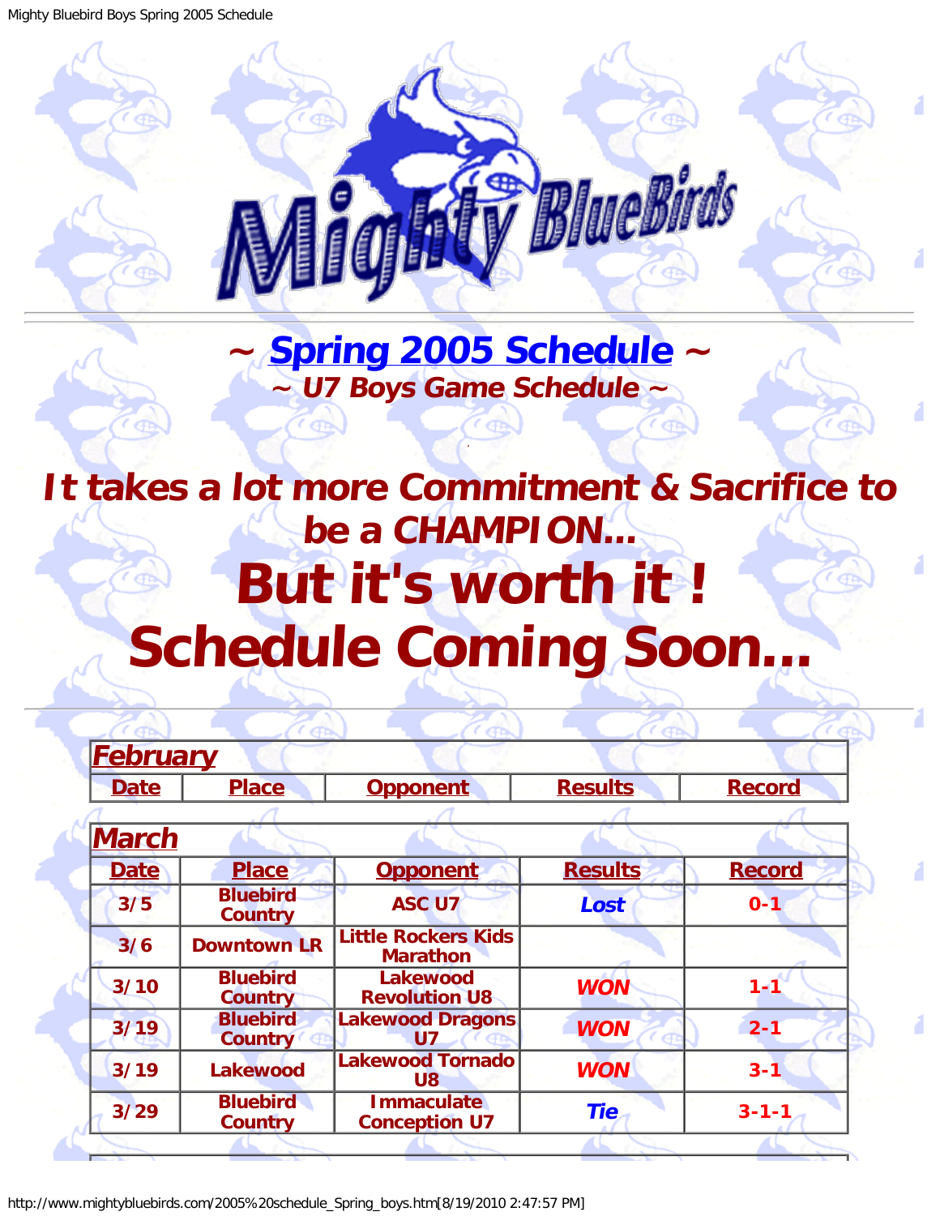# ~ Spring 2005 Schedule ~

## ~ U7 Boys Game Schedule ~

## It takes a lot more Commitment & Sacrifice to be a CHAMPION...

# But it's worth it !

# Schedule Coming Soon...

| **February** | | | | |
|---|---|---|---|---|
| **Date** | **Place** | **Opponent** | **Results** | **Record** |

| **March** | | | | |
|---|---|---|---|---|
| **Date** | **Place** | **Opponent** | **Results** | **Record** |
| 3/5 | Bluebird Country | ASC U7 | *Lost* | 0-1 |
| 3/6 | Downtown LR | Little Rockers Kids Marathon | | |
| 3/10 | Bluebird Country | Lakewood Revolution U8 | *WON* | 1-1 |
| 3/19 | Bluebird Country | Lakewood Dragons U7 | *WON* | 2-1 |
| 3/19 | Lakewood | Lakewood Tornado U8 | *WON* | 3-1 |
| 3/29 | Bluebird Country | Immaculate Conception U7 | *Tie* | 3-1-1 |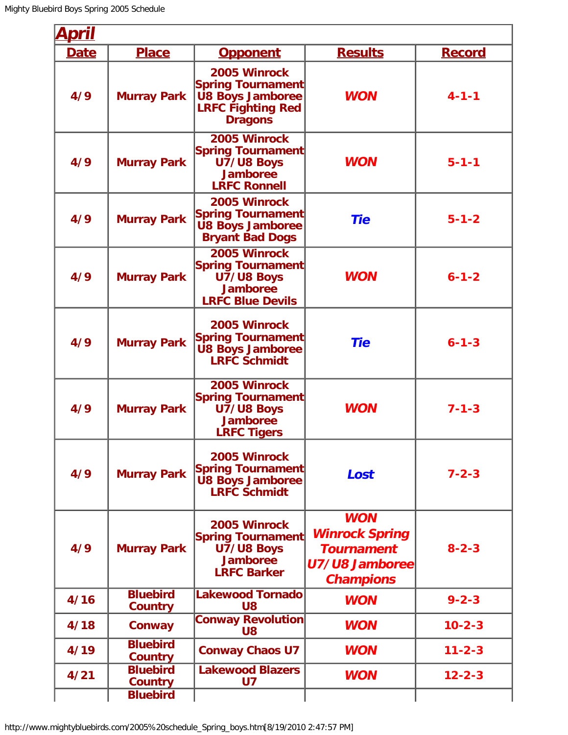| *April* | | | | |
|---|---|---|---|---|
| **Date** | **Place** | **Opponent** | **Results** | **Record** |
| 4/9 | Murray Park | 2005 Winrock Spring Tournament U8 Boys Jamboree LRFC Fighting Red Dragons | ***WON*** | 4-1-1 |
| 4/9 | Murray Park | 2005 Winrock Spring Tournament U7/U8 Boys Jamboree LRFC Ronnell | ***WON*** | 5-1-1 |
| 4/9 | Murray Park | 2005 Winrock Spring Tournament U8 Boys Jamboree Bryant Bad Dogs | ***Tie*** | 5-1-2 |
| 4/9 | Murray Park | 2005 Winrock Spring Tournament U7/U8 Boys Jamboree LRFC Blue Devils | ***WON*** | 6-1-2 |
| 4/9 | Murray Park | 2005 Winrock Spring Tournament U8 Boys Jamboree LRFC Schmidt | ***Tie*** | 6-1-3 |
| 4/9 | Murray Park | 2005 Winrock Spring Tournament U7/U8 Boys Jamboree LRFC Tigers | ***WON*** | 7-1-3 |
| 4/9 | Murray Park | 2005 Winrock Spring Tournament U8 Boys Jamboree LRFC Schmidt | ***Lost*** | 7-2-3 |
| 4/9 | Murray Park | 2005 Winrock Spring Tournament U7/U8 Boys Jamboree LRFC Barker | ***WON Winrock Spring Tournament U7/U8 Jamboree Champions*** | 8-2-3 |
| 4/16 | Bluebird Country | Lakewood Tornado U8 | ***WON*** | 9-2-3 |
| 4/18 | Conway | Conway Revolution U8 | ***WON*** | 10-2-3 |
| 4/19 | Bluebird Country | Conway Chaos U7 | ***WON*** | 11-2-3 |
| 4/21 | Bluebird Country | Lakewood Blazers U7 | ***WON*** | 12-2-3 |
| | Bluebird | | | |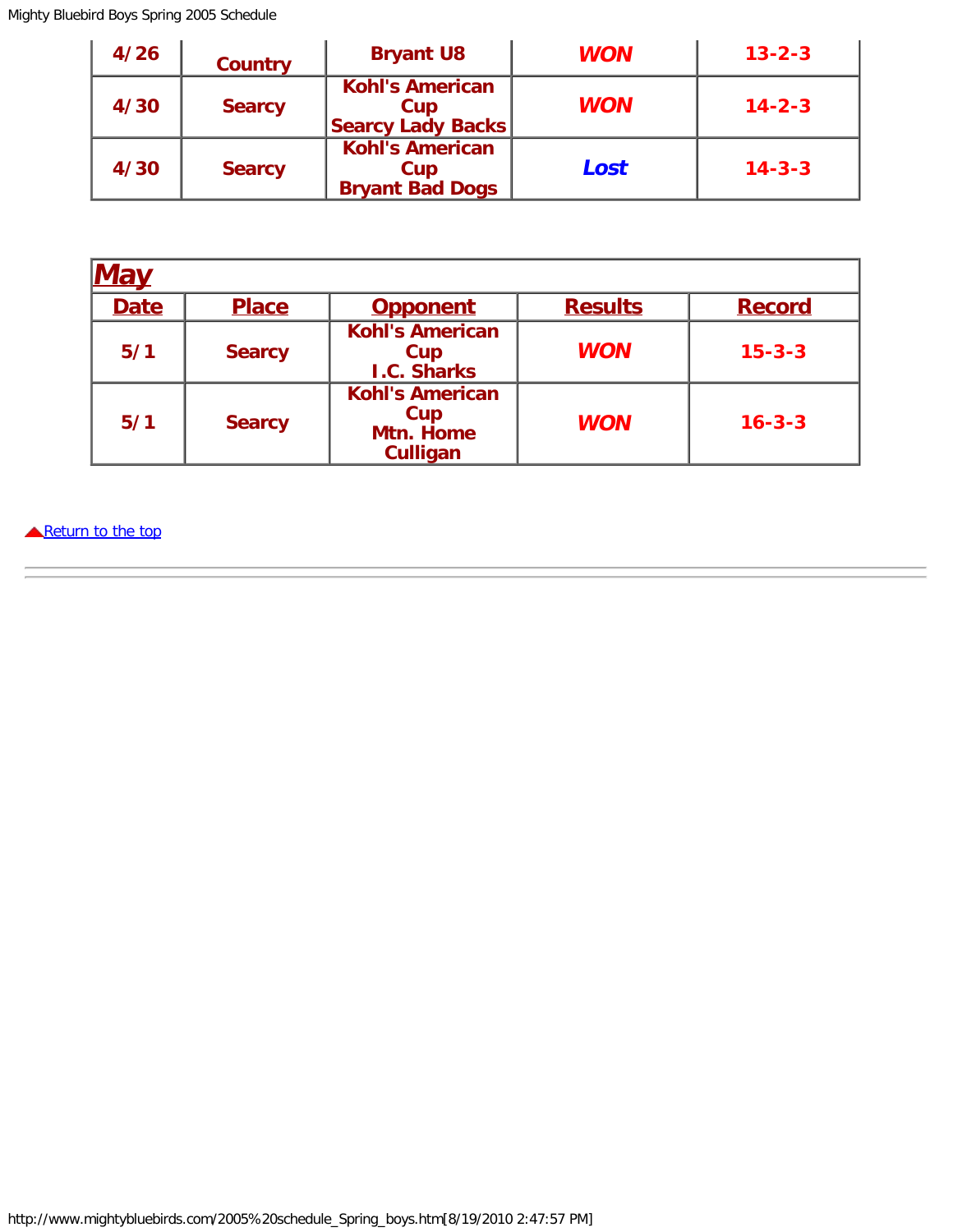| | | | | |
|---|---|---|---|---|
| 4/26 | Country | Bryant U8 | ***WON*** | 13-2-3 |
| 4/30 | Searcy | Kohl's American Cup Searcy Lady Backs | ***WON*** | 14-2-3 |
| 4/30 | Searcy | Kohl's American Cup Bryant Bad Dogs | ***Lost*** | 14-3-3 |

## ***May***

| Date | Place | Opponent | Results | Record |
|---|---|---|---|---|
| 5/1 | Searcy | Kohl's American Cup I.C. Sharks | ***WON*** | 15-3-3 |
| 5/1 | Searcy | Kohl's American Cup Mtn. Home Culligan | ***WON*** | 16-3-3 |

Return to the top